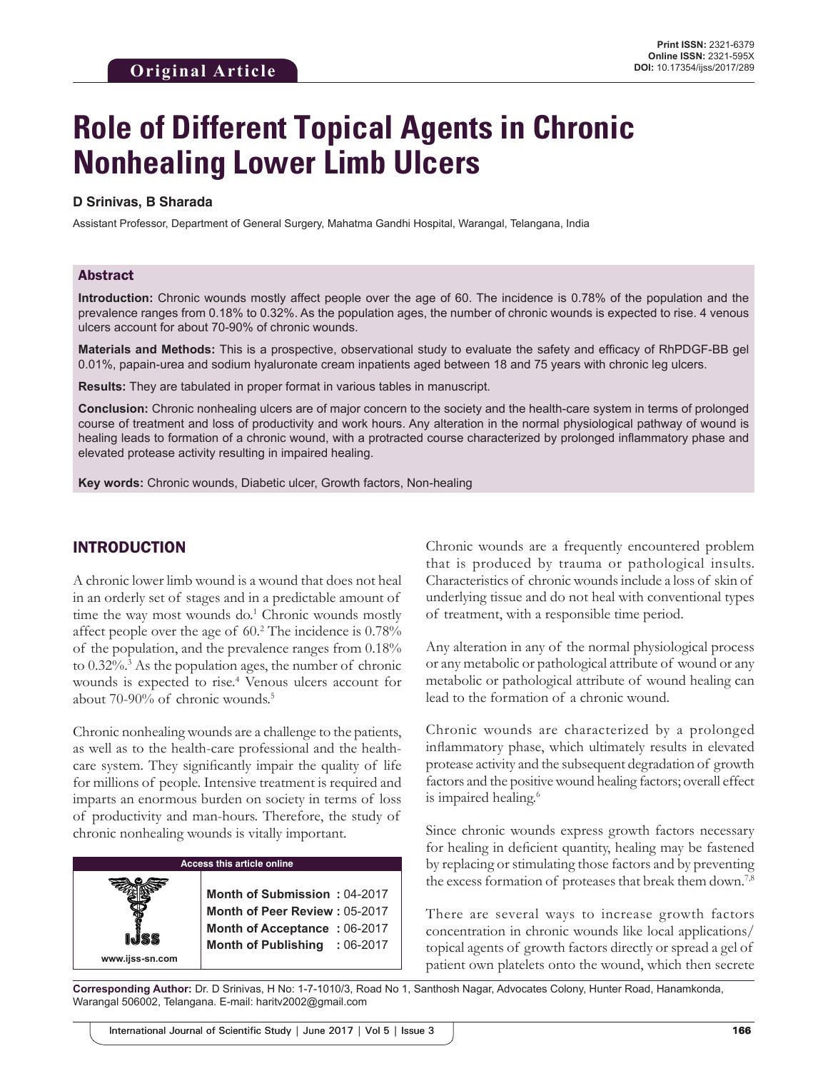Original Article

Print ISSN: 2321-6379
Online ISSN: 2321-595X
DOI: 10.17354/ijss/2017/289

# Role of Different Topical Agents in Chronic Nonhealing Lower Limb Ulcers

**D Srinivas, B Sharada**

Assistant Professor, Department of General Surgery, Mahatma Gandhi Hospital, Warangal, Telangana, India

## Abstract

**Introduction:** Chronic wounds mostly affect people over the age of 60. The incidence is 0.78% of the population and the prevalence ranges from 0.18% to 0.32%. As the population ages, the number of chronic wounds is expected to rise. 4 venous ulcers account for about 70-90% of chronic wounds.

**Materials and Methods:** This is a prospective, observational study to evaluate the safety and efficacy of RhPDGF-BB gel 0.01%, papain-urea and sodium hyaluronate cream inpatients aged between 18 and 75 years with chronic leg ulcers.

**Results:** They are tabulated in proper format in various tables in manuscript.

**Conclusion:** Chronic nonhealing ulcers are of major concern to the society and the health-care system in terms of prolonged course of treatment and loss of productivity and work hours. Any alteration in the normal physiological pathway of wound is healing leads to formation of a chronic wound, with a protracted course characterized by prolonged inflammatory phase and elevated protease activity resulting in impaired healing.

**Key words:** Chronic wounds, Diabetic ulcer, Growth factors, Non-healing

## INTRODUCTION

A chronic lower limb wound is a wound that does not heal in an orderly set of stages and in a predictable amount of time the way most wounds do.[1] Chronic wounds mostly affect people over the age of 60.[2] The incidence is 0.78% of the population, and the prevalence ranges from 0.18% to 0.32%.[3] As the population ages, the number of chronic wounds is expected to rise.[4] Venous ulcers account for about 70-90% of chronic wounds.[5]

Chronic nonhealing wounds are a challenge to the patients, as well as to the health-care professional and the health-care system. They significantly impair the quality of life for millions of people. Intensive treatment is required and imparts an enormous burden on society in terms of loss of productivity and man-hours. Therefore, the study of chronic nonhealing wounds is vitally important.

| Access this article online | |
|---|---|
| www.ijss-sn.com | **Month of Submission :** 04-2017<br>**Month of Peer Review :** 05-2017<br>**Month of Acceptance :** 06-2017<br>**Month of Publishing :** 06-2017 |

Chronic wounds are a frequently encountered problem that is produced by trauma or pathological insults. Characteristics of chronic wounds include a loss of skin of underlying tissue and do not heal with conventional types of treatment, with a responsible time period.

Any alteration in any of the normal physiological process or any metabolic or pathological attribute of wound or any metabolic or pathological attribute of wound healing can lead to the formation of a chronic wound.

Chronic wounds are characterized by a prolonged inflammatory phase, which ultimately results in elevated protease activity and the subsequent degradation of growth factors and the positive wound healing factors; overall effect is impaired healing.[6]

Since chronic wounds express growth factors necessary for healing in deficient quantity, healing may be fastened by replacing or stimulating those factors and by preventing the excess formation of proteases that break them down.[7,8]

There are several ways to increase growth factors concentration in chronic wounds like local applications/ topical agents of growth factors directly or spread a gel of patient own platelets onto the wound, which then secrete

**Corresponding Author:** Dr. D Srinivas, H No: 1-7-1010/3, Road No 1, Santhosh Nagar, Advocates Colony, Hunter Road, Hanamkonda, Warangal 506002, Telangana. E-mail: haritv2002@gmail.com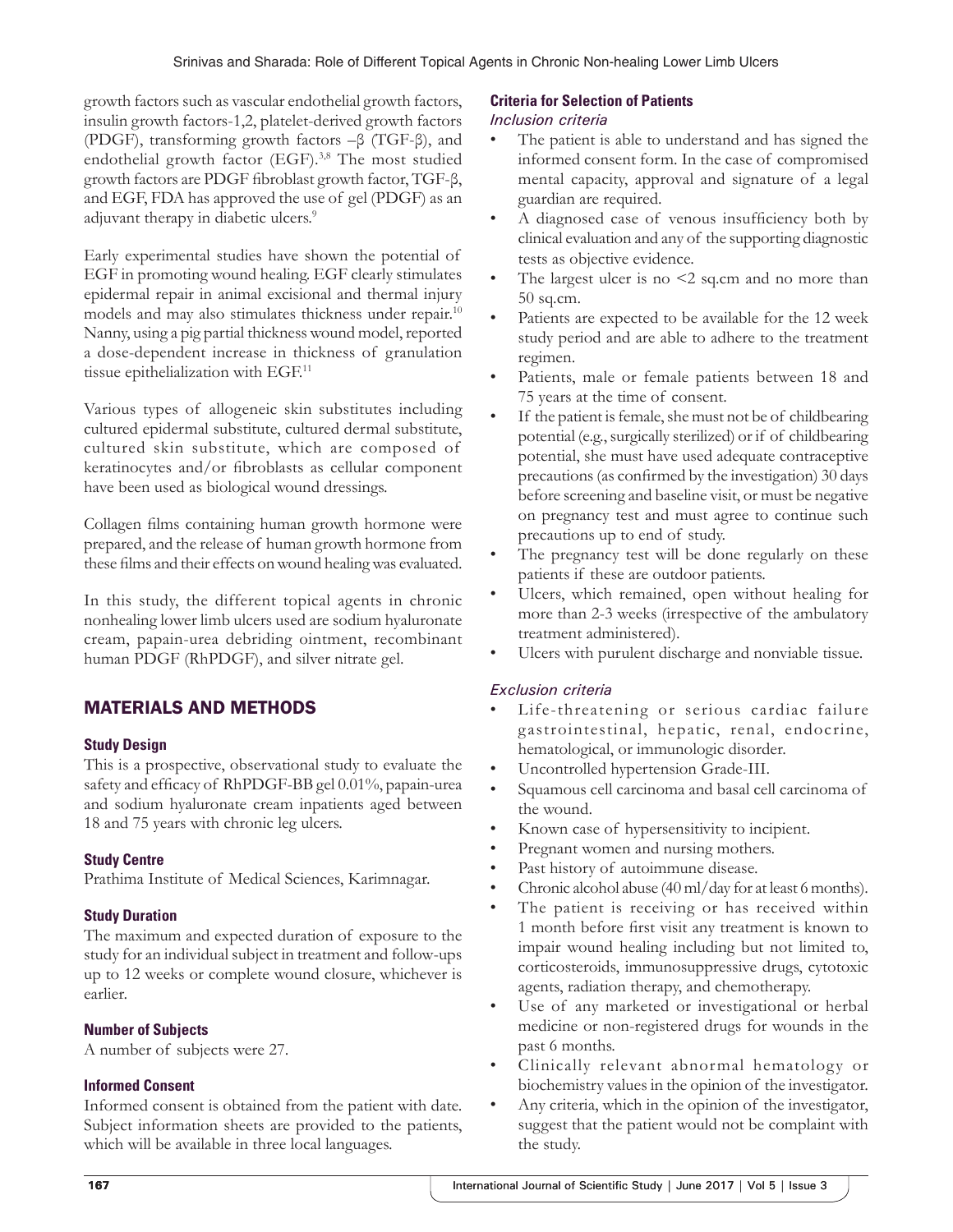growth factors such as vascular endothelial growth factors, insulin growth factors-1,2, platelet-derived growth factors (PDGF), transforming growth factors –β (TGF-β), and endothelial growth factor (EGF).[3,8] The most studied growth factors are PDGF fibroblast growth factor, TGF-β, and EGF, FDA has approved the use of gel (PDGF) as an adjuvant therapy in diabetic ulcers.[9]

Early experimental studies have shown the potential of EGF in promoting wound healing. EGF clearly stimulates epidermal repair in animal excisional and thermal injury models and may also stimulates thickness under repair.[10] Nanny, using a pig partial thickness wound model, reported a dose-dependent increase in thickness of granulation tissue epithelialization with EGF.[11]

Various types of allogeneic skin substitutes including cultured epidermal substitute, cultured dermal substitute, cultured skin substitute, which are composed of keratinocytes and/or fibroblasts as cellular component have been used as biological wound dressings.

Collagen films containing human growth hormone were prepared, and the release of human growth hormone from these films and their effects on wound healing was evaluated.

In this study, the different topical agents in chronic nonhealing lower limb ulcers used are sodium hyaluronate cream, papain-urea debriding ointment, recombinant human PDGF (RhPDGF), and silver nitrate gel.

## MATERIALS AND METHODS

### Study Design

This is a prospective, observational study to evaluate the safety and efficacy of RhPDGF-BB gel 0.01%, papain-urea and sodium hyaluronate cream inpatients aged between 18 and 75 years with chronic leg ulcers.

### Study Centre

Prathima Institute of Medical Sciences, Karimnagar.

### Study Duration

The maximum and expected duration of exposure to the study for an individual subject in treatment and follow-ups up to 12 weeks or complete wound closure, whichever is earlier.

### Number of Subjects

A number of subjects were 27.

### Informed Consent

Informed consent is obtained from the patient with date. Subject information sheets are provided to the patients, which will be available in three local languages.

### Criteria for Selection of Patients

*Inclusion criteria*

- The patient is able to understand and has signed the informed consent form. In the case of compromised mental capacity, approval and signature of a legal guardian are required.
- A diagnosed case of venous insufficiency both by clinical evaluation and any of the supporting diagnostic tests as objective evidence.
- The largest ulcer is no <2 sq.cm and no more than 50 sq.cm.
- Patients are expected to be available for the 12 week study period and are able to adhere to the treatment regimen.
- Patients, male or female patients between 18 and 75 years at the time of consent.
- If the patient is female, she must not be of childbearing potential (e.g., surgically sterilized) or if of childbearing potential, she must have used adequate contraceptive precautions (as confirmed by the investigation) 30 days before screening and baseline visit, or must be negative on pregnancy test and must agree to continue such precautions up to end of study.
- The pregnancy test will be done regularly on these patients if these are outdoor patients.
- Ulcers, which remained, open without healing for more than 2-3 weeks (irrespective of the ambulatory treatment administered).
- Ulcers with purulent discharge and nonviable tissue.

*Exclusion criteria*

- Life-threatening or serious cardiac failure gastrointestinal, hepatic, renal, endocrine, hematological, or immunologic disorder.
- Uncontrolled hypertension Grade-III.
- Squamous cell carcinoma and basal cell carcinoma of the wound.
- Known case of hypersensitivity to incipient.
- Pregnant women and nursing mothers.
- Past history of autoimmune disease.
- Chronic alcohol abuse (40 ml/day for at least 6 months).
- The patient is receiving or has received within 1 month before first visit any treatment is known to impair wound healing including but not limited to, corticosteroids, immunosuppressive drugs, cytotoxic agents, radiation therapy, and chemotherapy.
- Use of any marketed or investigational or herbal medicine or non-registered drugs for wounds in the past 6 months.
- Clinically relevant abnormal hematology or biochemistry values in the opinion of the investigator.
- Any criteria, which in the opinion of the investigator, suggest that the patient would not be complaint with the study.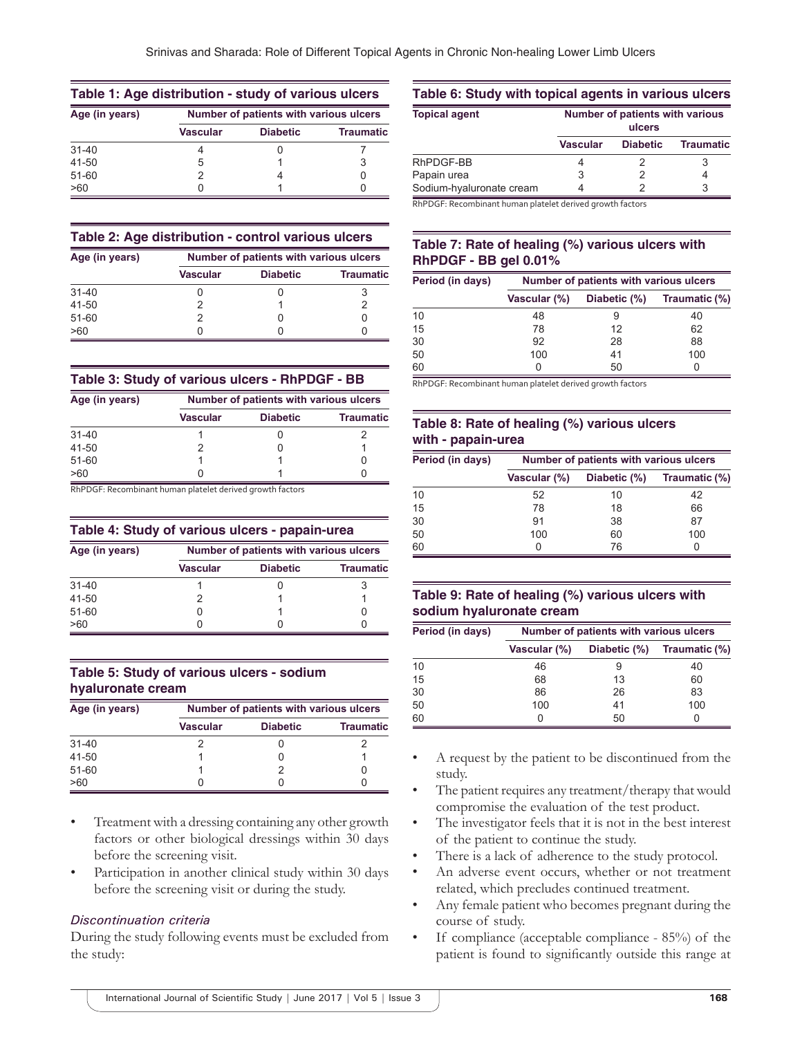**Table 1: Age distribution ‑ study of various ulcers**

| Age (in years) | Number of patients with various ulcers | | |
|---|---|---|---|
| | Vascular | Diabetic | Traumatic |
| 31‑40 | 4 | 0 | 7 |
| 41‑50 | 5 | 1 | 3 |
| 51‑60 | 2 | 4 | 0 |
| >60 | 0 | 1 | 0 |

**Table 2: Age distribution ‑ control various ulcers**

| Age (in years) | Number of patients with various ulcers | | |
|---|---|---|---|
| | Vascular | Diabetic | Traumatic |
| 31‑40 | 0 | 0 | 3 |
| 41‑50 | 2 | 1 | 2 |
| 51‑60 | 2 | 0 | 0 |
| >60 | 0 | 0 | 0 |

**Table 3: Study of various ulcers ‑ RhPDGF ‑ BB**

| Age (in years) | Number of patients with various ulcers | | |
|---|---|---|---|
| | Vascular | Diabetic | Traumatic |
| 31‑40 | 1 | 0 | 2 |
| 41‑50 | 2 | 0 | 1 |
| 51‑60 | 1 | 1 | 0 |
| >60 | 0 | 1 | 0 |

RhPDGF: Recombinant human platelet derived growth factors

**Table 4: Study of various ulcers ‑ papain‑urea**

| Age (in years) | Number of patients with various ulcers | | |
|---|---|---|---|
| | Vascular | Diabetic | Traumatic |
| 31‑40 | 1 | 0 | 3 |
| 41‑50 | 2 | 1 | 1 |
| 51‑60 | 0 | 1 | 0 |
| >60 | 0 | 0 | 0 |

**Table 5: Study of various ulcers ‑ sodium hyaluronate cream**

| Age (in years) | Number of patients with various ulcers | | |
|---|---|---|---|
| | Vascular | Diabetic | Traumatic |
| 31‑40 | 2 | 0 | 2 |
| 41‑50 | 1 | 0 | 1 |
| 51‑60 | 1 | 2 | 0 |
| >60 | 0 | 0 | 0 |

- Treatment with a dressing containing any other growth factors or other biological dressings within 30 days before the screening visit.
- Participation in another clinical study within 30 days before the screening visit or during the study.

*Discontinuation criteria*

During the study following events must be excluded from the study:

- A request by the patient to be discontinued from the study.
- The patient requires any treatment/therapy that would compromise the evaluation of the test product.
- The investigator feels that it is not in the best interest of the patient to continue the study.
- There is a lack of adherence to the study protocol.
- An adverse event occurs, whether or not treatment related, which precludes continued treatment.
- Any female patient who becomes pregnant during the course of study.
- If compliance (acceptable compliance ‑ 85%) of the patient is found to significantly outside this range at

**Table 6: Study with topical agents in various ulcers**

| Topical agent | Number of patients with various ulcers | | |
|---|---|---|---|
| | Vascular | Diabetic | Traumatic |
| RhPDGF‑BB | 4 | 2 | 3 |
| Papain urea | 3 | 2 | 4 |
| Sodium‑hyaluronate cream | 4 | 2 | 3 |

RhPDGF: Recombinant human platelet derived growth factors

**Table 7: Rate of healing (%) various ulcers with RhPDGF ‑ BB gel 0.01%**

| Period (in days) | Number of patients with various ulcers | | |
|---|---|---|---|
| | Vascular (%) | Diabetic (%) | Traumatic (%) |
| 10 | 48 | 9 | 40 |
| 15 | 78 | 12 | 62 |
| 30 | 92 | 28 | 88 |
| 50 | 100 | 41 | 100 |
| 60 | 0 | 50 | 0 |

RhPDGF: Recombinant human platelet derived growth factors

**Table 8: Rate of healing (%) various ulcers with ‑ papain‑urea**

| Period (in days) | Number of patients with various ulcers | | |
|---|---|---|---|
| | Vascular (%) | Diabetic (%) | Traumatic (%) |
| 10 | 52 | 10 | 42 |
| 15 | 78 | 18 | 66 |
| 30 | 91 | 38 | 87 |
| 50 | 100 | 60 | 100 |
| 60 | 0 | 76 | 0 |

**Table 9: Rate of healing (%) various ulcers with sodium hyaluronate cream**

| Period (in days) | Number of patients with various ulcers | | |
|---|---|---|---|
| | Vascular (%) | Diabetic (%) | Traumatic (%) |
| 10 | 46 | 9 | 40 |
| 15 | 68 | 13 | 60 |
| 30 | 86 | 26 | 83 |
| 50 | 100 | 41 | 100 |
| 60 | 0 | 50 | 0 |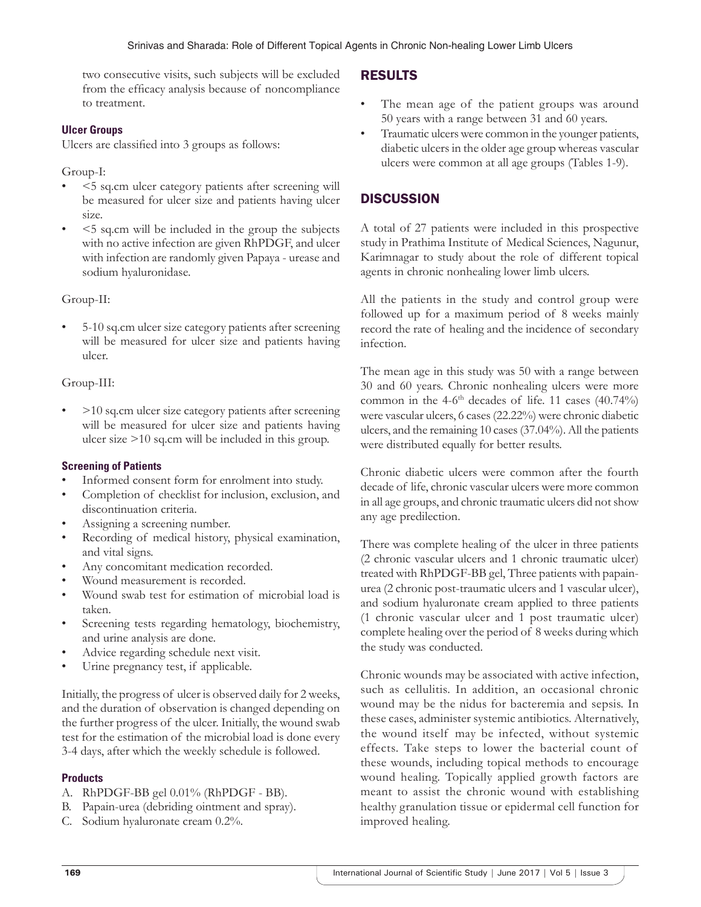two consecutive visits, such subjects will be excluded from the efficacy analysis because of noncompliance to treatment.

### Ulcer Groups

Ulcers are classified into 3 groups as follows:

Group-I:

- <5 sq.cm ulcer category patients after screening will be measured for ulcer size and patients having ulcer size.
- <5 sq.cm will be included in the group the subjects with no active infection are given RhPDGF, and ulcer with infection are randomly given Papaya - urease and sodium hyaluronidase.

Group-II:

- 5-10 sq.cm ulcer size category patients after screening will be measured for ulcer size and patients having ulcer.

Group-III:

- >10 sq.cm ulcer size category patients after screening will be measured for ulcer size and patients having ulcer size >10 sq.cm will be included in this group.

### Screening of Patients

- Informed consent form for enrolment into study.
- Completion of checklist for inclusion, exclusion, and discontinuation criteria.
- Assigning a screening number.
- Recording of medical history, physical examination, and vital signs.
- Any concomitant medication recorded.
- Wound measurement is recorded.
- Wound swab test for estimation of microbial load is taken.
- Screening tests regarding hematology, biochemistry, and urine analysis are done.
- Advice regarding schedule next visit.
- Urine pregnancy test, if applicable.

Initially, the progress of ulcer is observed daily for 2 weeks, and the duration of observation is changed depending on the further progress of the ulcer. Initially, the wound swab test for the estimation of the microbial load is done every 3-4 days, after which the weekly schedule is followed.

### Products

A. RhPDGF-BB gel 0.01% (RhPDGF - BB).
B. Papain-urea (debriding ointment and spray).
C. Sodium hyaluronate cream 0.2%.

## RESULTS

- The mean age of the patient groups was around 50 years with a range between 31 and 60 years.
- Traumatic ulcers were common in the younger patients, diabetic ulcers in the older age group whereas vascular ulcers were common at all age groups (Tables 1-9).

## DISCUSSION

A total of 27 patients were included in this prospective study in Prathima Institute of Medical Sciences, Nagunur, Karimnagar to study about the role of different topical agents in chronic nonhealing lower limb ulcers.

All the patients in the study and control group were followed up for a maximum period of 8 weeks mainly record the rate of healing and the incidence of secondary infection.

The mean age in this study was 50 with a range between 30 and 60 years. Chronic nonhealing ulcers were more common in the 4-6th decades of life. 11 cases (40.74%) were vascular ulcers, 6 cases (22.22%) were chronic diabetic ulcers, and the remaining 10 cases (37.04%). All the patients were distributed equally for better results.

Chronic diabetic ulcers were common after the fourth decade of life, chronic vascular ulcers were more common in all age groups, and chronic traumatic ulcers did not show any age predilection.

There was complete healing of the ulcer in three patients (2 chronic vascular ulcers and 1 chronic traumatic ulcer) treated with RhPDGF-BB gel, Three patients with papain-urea (2 chronic post-traumatic ulcers and 1 vascular ulcer), and sodium hyaluronate cream applied to three patients (1 chronic vascular ulcer and 1 post traumatic ulcer) complete healing over the period of 8 weeks during which the study was conducted.

Chronic wounds may be associated with active infection, such as cellulitis. In addition, an occasional chronic wound may be the nidus for bacteremia and sepsis. In these cases, administer systemic antibiotics. Alternatively, the wound itself may be infected, without systemic effects. Take steps to lower the bacterial count of these wounds, including topical methods to encourage wound healing. Topically applied growth factors are meant to assist the chronic wound with establishing healthy granulation tissue or epidermal cell function for improved healing.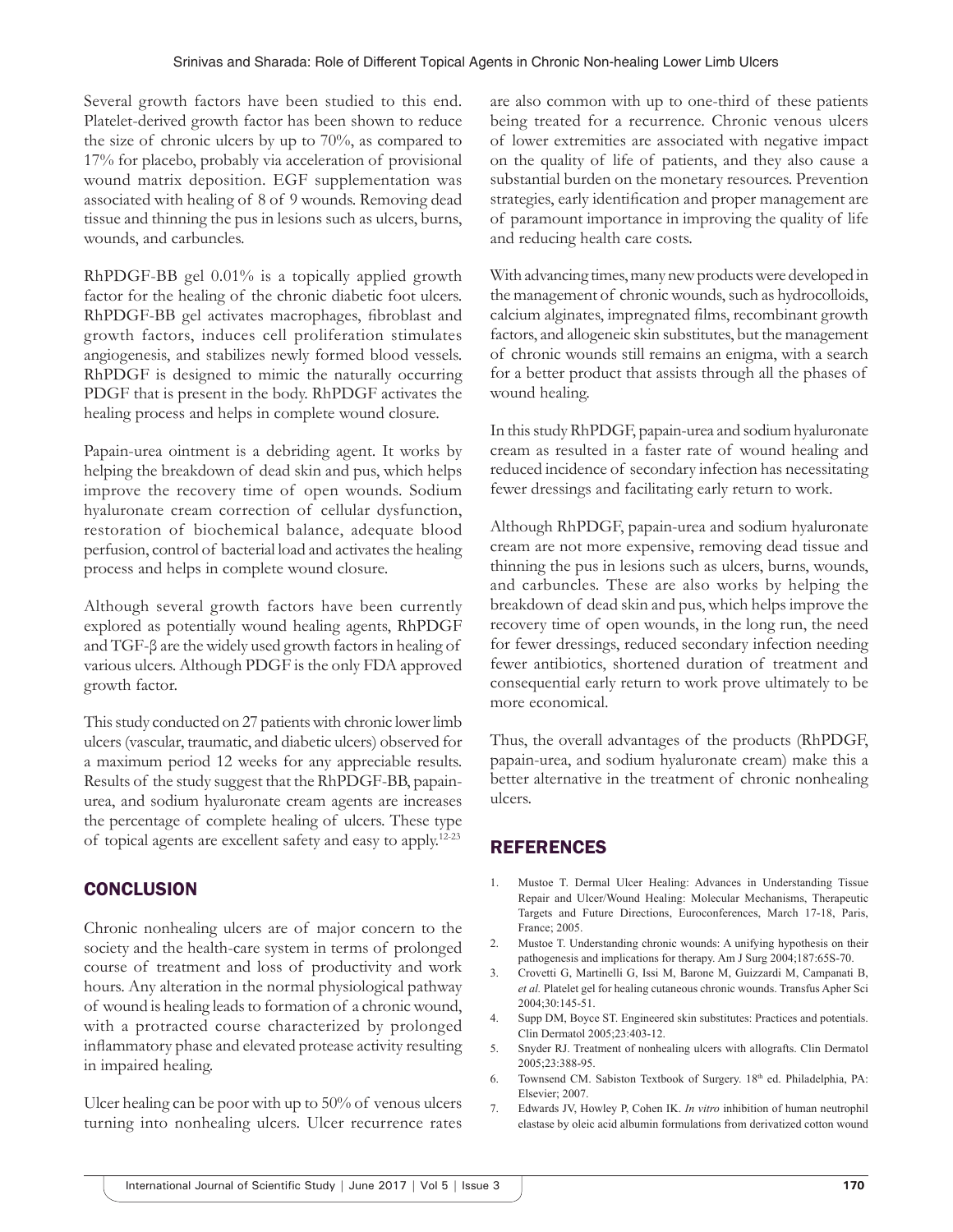Several growth factors have been studied to this end. Platelet-derived growth factor has been shown to reduce the size of chronic ulcers by up to 70%, as compared to 17% for placebo, probably via acceleration of provisional wound matrix deposition. EGF supplementation was associated with healing of 8 of 9 wounds. Removing dead tissue and thinning the pus in lesions such as ulcers, burns, wounds, and carbuncles.

RhPDGF-BB gel 0.01% is a topically applied growth factor for the healing of the chronic diabetic foot ulcers. RhPDGF-BB gel activates macrophages, fibroblast and growth factors, induces cell proliferation stimulates angiogenesis, and stabilizes newly formed blood vessels. RhPDGF is designed to mimic the naturally occurring PDGF that is present in the body. RhPDGF activates the healing process and helps in complete wound closure.

Papain-urea ointment is a debriding agent. It works by helping the breakdown of dead skin and pus, which helps improve the recovery time of open wounds. Sodium hyaluronate cream correction of cellular dysfunction, restoration of biochemical balance, adequate blood perfusion, control of bacterial load and activates the healing process and helps in complete wound closure.

Although several growth factors have been currently explored as potentially wound healing agents, RhPDGF and TGF-β are the widely used growth factors in healing of various ulcers. Although PDGF is the only FDA approved growth factor.

This study conducted on 27 patients with chronic lower limb ulcers (vascular, traumatic, and diabetic ulcers) observed for a maximum period 12 weeks for any appreciable results. Results of the study suggest that the RhPDGF-BB, papain-urea, and sodium hyaluronate cream agents are increases the percentage of complete healing of ulcers. These type of topical agents are excellent safety and easy to apply.[12-23]

## CONCLUSION

Chronic nonhealing ulcers are of major concern to the society and the health-care system in terms of prolonged course of treatment and loss of productivity and work hours. Any alteration in the normal physiological pathway of wound is healing leads to formation of a chronic wound, with a protracted course characterized by prolonged inflammatory phase and elevated protease activity resulting in impaired healing.

Ulcer healing can be poor with up to 50% of venous ulcers turning into nonhealing ulcers. Ulcer recurrence rates are also common with up to one-third of these patients being treated for a recurrence. Chronic venous ulcers of lower extremities are associated with negative impact on the quality of life of patients, and they also cause a substantial burden on the monetary resources. Prevention strategies, early identification and proper management are of paramount importance in improving the quality of life and reducing health care costs.

With advancing times, many new products were developed in the management of chronic wounds, such as hydrocolloids, calcium alginates, impregnated films, recombinant growth factors, and allogeneic skin substitutes, but the management of chronic wounds still remains an enigma, with a search for a better product that assists through all the phases of wound healing.

In this study RhPDGF, papain-urea and sodium hyaluronate cream as resulted in a faster rate of wound healing and reduced incidence of secondary infection has necessitating fewer dressings and facilitating early return to work.

Although RhPDGF, papain-urea and sodium hyaluronate cream are not more expensive, removing dead tissue and thinning the pus in lesions such as ulcers, burns, wounds, and carbuncles. These are also works by helping the breakdown of dead skin and pus, which helps improve the recovery time of open wounds, in the long run, the need for fewer dressings, reduced secondary infection needing fewer antibiotics, shortened duration of treatment and consequential early return to work prove ultimately to be more economical.

Thus, the overall advantages of the products (RhPDGF, papain-urea, and sodium hyaluronate cream) make this a better alternative in the treatment of chronic nonhealing ulcers.

## REFERENCES

1. Mustoe T. Dermal Ulcer Healing: Advances in Understanding Tissue Repair and Ulcer/Wound Healing: Molecular Mechanisms, Therapeutic Targets and Future Directions, Euroconferences, March 17-18, Paris, France; 2005.
2. Mustoe T. Understanding chronic wounds: A unifying hypothesis on their pathogenesis and implications for therapy. Am J Surg 2004;187:65S-70.
3. Crovetti G, Martinelli G, Issi M, Barone M, Guizzardi M, Campanati B, *et al.* Platelet gel for healing cutaneous chronic wounds. Transfus Apher Sci 2004;30:145-51.
4. Supp DM, Boyce ST. Engineered skin substitutes: Practices and potentials. Clin Dermatol 2005;23:403-12.
5. Snyder RJ. Treatment of nonhealing ulcers with allografts. Clin Dermatol 2005;23:388-95.
6. Townsend CM. Sabiston Textbook of Surgery. 18th ed. Philadelphia, PA: Elsevier; 2007.
7. Edwards JV, Howley P, Cohen IK. *In vitro* inhibition of human neutrophil elastase by oleic acid albumin formulations from derivatized cotton wound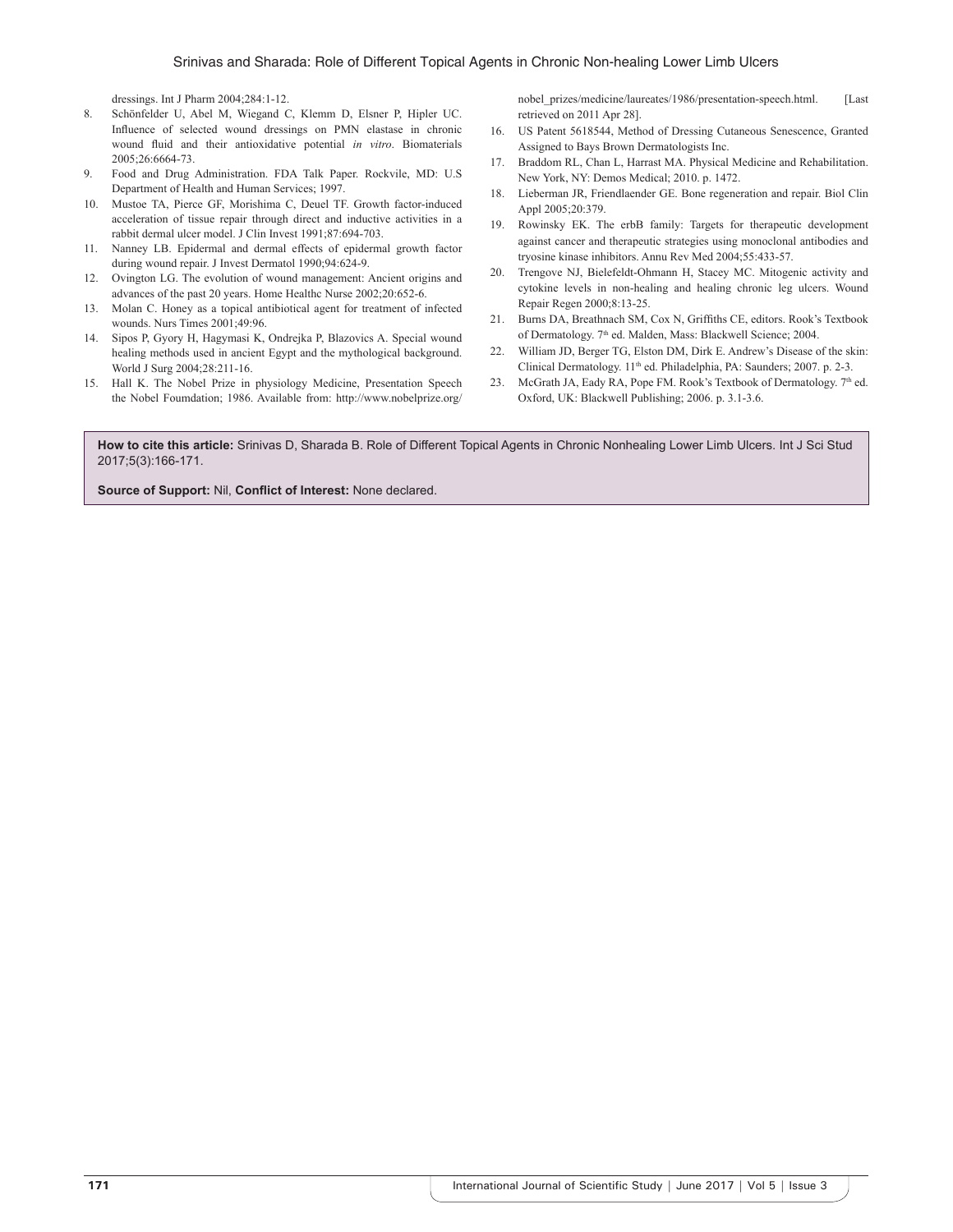dressings. Int J Pharm 2004;284:1-12.

8. Schönfelder U, Abel M, Wiegand C, Klemm D, Elsner P, Hipler UC. Influence of selected wound dressings on PMN elastase in chronic wound fluid and their antioxidative potential *in vitro*. Biomaterials 2005;26:6664-73.
9. Food and Drug Administration. FDA Talk Paper. Rockvile, MD: U.S Department of Health and Human Services; 1997.
10. Mustoe TA, Pierce GF, Morishima C, Deuel TF. Growth factor-induced acceleration of tissue repair through direct and inductive activities in a rabbit dermal ulcer model. J Clin Invest 1991;87:694-703.
11. Nanney LB. Epidermal and dermal effects of epidermal growth factor during wound repair. J Invest Dermatol 1990;94:624-9.
12. Ovington LG. The evolution of wound management: Ancient origins and advances of the past 20 years. Home Healthc Nurse 2002;20:652-6.
13. Molan C. Honey as a topical antibiotical agent for treatment of infected wounds. Nurs Times 2001;49:96.
14. Sipos P, Gyory H, Hagymasi K, Ondrejka P, Blazovics A. Special wound healing methods used in ancient Egypt and the mythological background. World J Surg 2004;28:211-16.
15. Hall K. The Nobel Prize in physiology Medicine, Presentation Speech the Nobel Foumdation; 1986. Available from: http://www.nobelprize.org/nobel_prizes/medicine/laureates/1986/presentation-speech.html. [Last retrieved on 2011 Apr 28].
16. US Patent 5618544, Method of Dressing Cutaneous Senescence, Granted Assigned to Bays Brown Dermatologists Inc.
17. Braddom RL, Chan L, Harrast MA. Physical Medicine and Rehabilitation. New York, NY: Demos Medical; 2010. p. 1472.
18. Lieberman JR, Friendlaender GE. Bone regeneration and repair. Biol Clin Appl 2005;20:379.
19. Rowinsky EK. The erbB family: Targets for therapeutic development against cancer and therapeutic strategies using monoclonal antibodies and tryosine kinase inhibitors. Annu Rev Med 2004;55:433-57.
20. Trengove NJ, Bielefeldt-Ohmann H, Stacey MC. Mitogenic activity and cytokine levels in non-healing and healing chronic leg ulcers. Wound Repair Regen 2000;8:13-25.
21. Burns DA, Breathnach SM, Cox N, Griffiths CE, editors. Rook's Textbook of Dermatology. 7th ed. Malden, Mass: Blackwell Science; 2004.
22. William JD, Berger TG, Elston DM, Dirk E. Andrew's Disease of the skin: Clinical Dermatology. 11th ed. Philadelphia, PA: Saunders; 2007. p. 2-3.
23. McGrath JA, Eady RA, Pope FM. Rook's Textbook of Dermatology. 7th ed. Oxford, UK: Blackwell Publishing; 2006. p. 3.1-3.6.

**How to cite this article:** Srinivas D, Sharada B. Role of Different Topical Agents in Chronic Nonhealing Lower Limb Ulcers. Int J Sci Stud 2017;5(3):166-171.

**Source of Support:** Nil, **Conflict of Interest:** None declared.